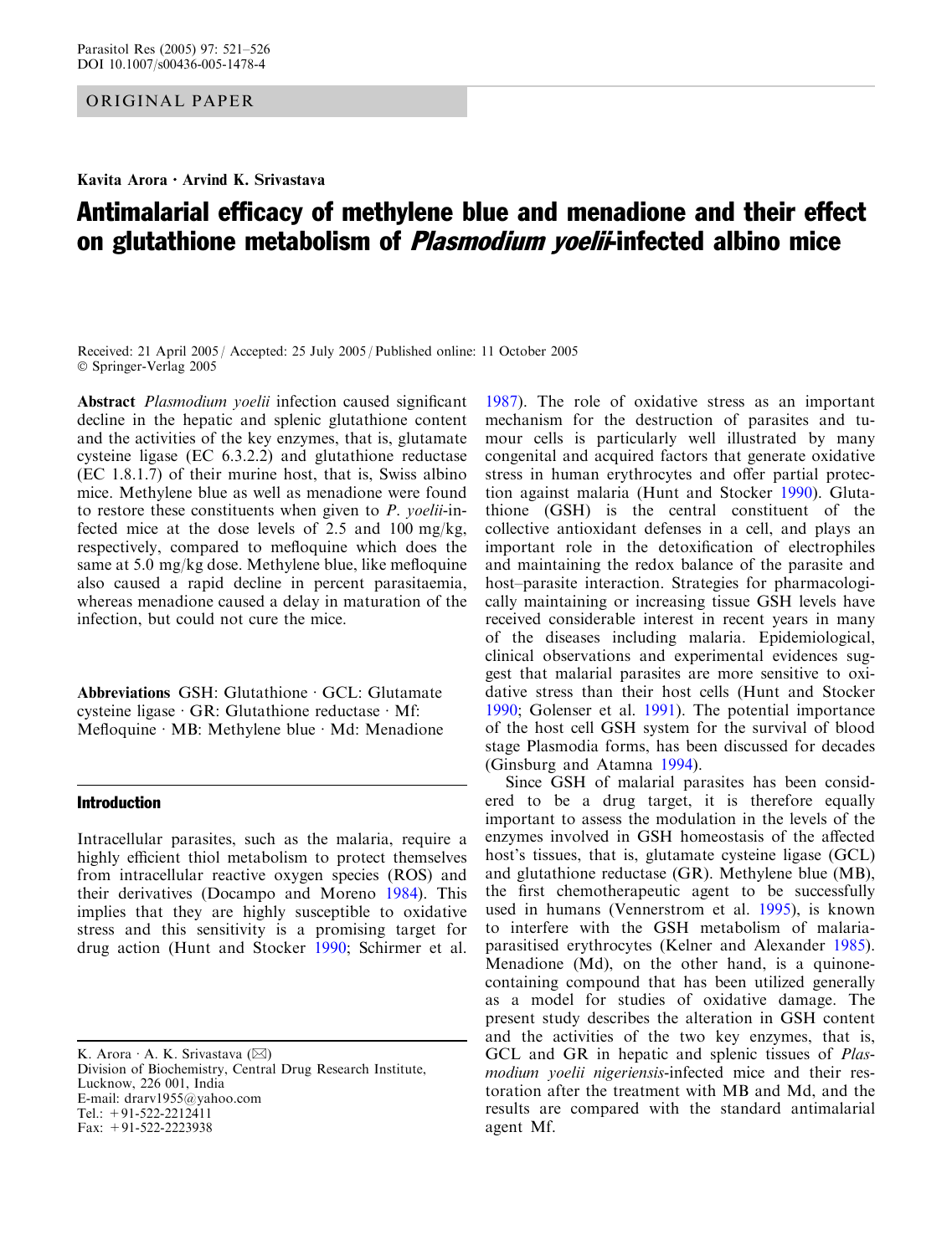ORIGINAL PAPER

Kavita Arora · Arvind K. Srivastava

# Antimalarial efficacy of methylene blue and menadione and their effect on glutathione metabolism of *Plasmodium yoelii*-infected albino mice

Received: 21 April 2005 / Accepted: 25 July 2005 / Published online: 11 October 2005
© Springer-Verlag 2005

**Abstract** *Plasmodium yoelii* infection caused significant decline in the hepatic and splenic glutathione content and the activities of the key enzymes, that is, glutamate cysteine ligase (EC 6.3.2.2) and glutathione reductase (EC 1.8.1.7) of their murine host, that is, Swiss albino mice. Methylene blue as well as menadione were found to restore these constituents when given to *P. yoelii*-infected mice at the dose levels of 2.5 and 100 mg/kg, respectively, compared to mefloquine which does the same at 5.0 mg/kg dose. Methylene blue, like mefloquine also caused a rapid decline in percent parasitaemia, whereas menadione caused a delay in maturation of the infection, but could not cure the mice.

**Abbreviations** GSH: Glutathione · GCL: Glutamate cysteine ligase · GR: Glutathione reductase · Mf: Mefloquine · MB: Methylene blue · Md: Menadione

K. Arora · A. K. Srivastava (✉)
Division of Biochemistry, Central Drug Research Institute, Lucknow, 226 001, India
E-mail: drarv1955@yahoo.com
Tel.: +91-522-2212411
Fax: +91-522-2223938

## Introduction

Intracellular parasites, such as the malaria, require a highly efficient thiol metabolism to protect themselves from intracellular reactive oxygen species (ROS) and their derivatives (Docampo and Moreno 1984). This implies that they are highly susceptible to oxidative stress and this sensitivity is a promising target for drug action (Hunt and Stocker 1990; Schirmer et al. 1987). The role of oxidative stress as an important mechanism for the destruction of parasites and tumour cells is particularly well illustrated by many congenital and acquired factors that generate oxidative stress in human erythrocytes and offer partial protection against malaria (Hunt and Stocker 1990). Glutathione (GSH) is the central constituent of the collective antioxidant defenses in a cell, and plays an important role in the detoxification of electrophiles and maintaining the redox balance of the parasite and host–parasite interaction. Strategies for pharmacologically maintaining or increasing tissue GSH levels have received considerable interest in recent years in many of the diseases including malaria. Epidemiological, clinical observations and experimental evidences suggest that malarial parasites are more sensitive to oxidative stress than their host cells (Hunt and Stocker 1990; Golenser et al. 1991). The potential importance of the host cell GSH system for the survival of blood stage Plasmodia forms, has been discussed for decades (Ginsburg and Atamna 1994).

Since GSH of malarial parasites has been considered to be a drug target, it is therefore equally important to assess the modulation in the levels of the enzymes involved in GSH homeostasis of the affected host's tissues, that is, glutamate cysteine ligase (GCL) and glutathione reductase (GR). Methylene blue (MB), the first chemotherapeutic agent to be successfully used in humans (Vennerstrom et al. 1995), is known to interfere with the GSH metabolism of malaria-parasitised erythrocytes (Kelner and Alexander 1985). Menadione (Md), on the other hand, is a quinone-containing compound that has been utilized generally as a model for studies of oxidative damage. The present study describes the alteration in GSH content and the activities of the two key enzymes, that is, GCL and GR in hepatic and splenic tissues of *Plasmodium yoelii nigeriensis*-infected mice and their restoration after the treatment with MB and Md, and the results are compared with the standard antimalarial agent Mf.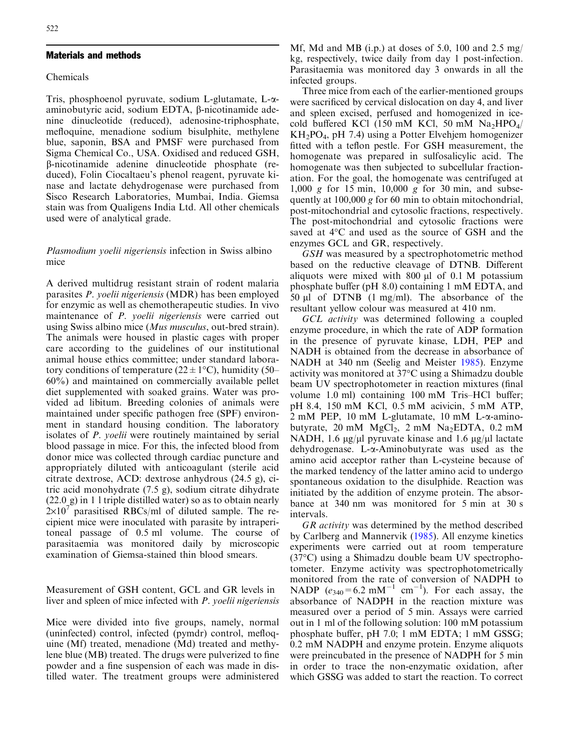## Materials and methods

### Chemicals

Tris, phosphoenol pyruvate, sodium L-glutamate, L-α-aminobutyric acid, sodium EDTA, β-nicotinamide adenine dinucleotide (reduced), adenosine-triphosphate, mefloquine, menadione sodium bisulphite, methylene blue, saponin, BSA and PMSF were purchased from Sigma Chemical Co., USA. Oxidised and reduced GSH, β-nicotinamide adenine dinucleotide phosphate (reduced), Folin Ciocaltaeu's phenol reagent, pyruvate kinase and lactate dehydrogenase were purchased from Sisco Research Laboratories, Mumbai, India. Giemsa stain was from Qualigens India Ltd. All other chemicals used were of analytical grade.

### *Plasmodium yoelii nigeriensis* infection in Swiss albino mice

A derived multidrug resistant strain of rodent malaria parasites *P. yoelii nigeriensis* (MDR) has been employed for enzymic as well as chemotherapeutic studies. In vivo maintenance of *P. yoelii nigeriensis* were carried out using Swiss albino mice (*Mus musculus*, out-bred strain). The animals were housed in plastic cages with proper care according to the guidelines of our institutional animal house ethics committee; under standard laboratory conditions of temperature ($22 \pm 1$°C), humidity (50–60%) and maintained on commercially available pellet diet supplemented with soaked grains. Water was provided ad libitum. Breeding colonies of animals were maintained under specific pathogen free (SPF) environment in standard housing condition. The laboratory isolates of *P. yoelii* were routinely maintained by serial blood passage in mice. For this, the infected blood from donor mice was collected through cardiac puncture and appropriately diluted with anticoagulant (sterile acid citrate dextrose, ACD: dextrose anhydrous (24.5 g), citric acid monohydrate (7.5 g), sodium citrate dihydrate (22.0 g) in 1 l triple distilled water) so as to obtain nearly $2 \times 10^7$ parasitised RBCs/ml of diluted sample. The recipient mice were inoculated with parasite by intraperitoneal passage of 0.5 ml volume. The course of parasitaemia was monitored daily by microscopic examination of Giemsa-stained thin blood smears.

### Measurement of GSH content, GCL and GR levels in liver and spleen of mice infected with *P. yoelii nigeriensis*

Mice were divided into five groups, namely, normal (uninfected) control, infected (pymdr) control, mefloquine (Mf) treated, menadione (Md) treated and methylene blue (MB) treated. The drugs were pulverized to fine powder and a fine suspension of each was made in distilled water. The treatment groups were administered Mf, Md and MB (i.p.) at doses of 5.0, 100 and 2.5 mg/kg, respectively, twice daily from day 1 post-infection. Parasitaemia was monitored day 3 onwards in all the infected groups.

Three mice from each of the earlier-mentioned groups were sacrificed by cervical dislocation on day 4, and liver and spleen excised, perfused and homogenized in ice-cold buffered KCl (150 mM KCl, 50 mM $Na_2HPO_4$/$KH_2PO_4$, pH 7.4) using a Potter Elvehjem homogenizer fitted with a teflon pestle. For GSH measurement, the homogenate was prepared in sulfosalicylic acid. The homogenate was then subjected to subcellular fractionation. For the goal, the homogenate was centrifuged at 1,000 *g* for 15 min, 10,000 *g* for 30 min, and subsequently at 100,000 *g* for 60 min to obtain mitochondrial, post-mitochondrial and cytosolic fractions, respectively. The post-mitochondrial and cytosolic fractions were saved at 4°C and used as the source of GSH and the enzymes GCL and GR, respectively.

*GSH* was measured by a spectrophotometric method based on the reductive cleavage of DTNB. Different aliquots were mixed with 800 μl of 0.1 M potassium phosphate buffer (pH 8.0) containing 1 mM EDTA, and 50 μl of DTNB (1 mg/ml). The absorbance of the resultant yellow colour was measured at 410 nm.

*GCL activity* was determined following a coupled enzyme procedure, in which the rate of ADP formation in the presence of pyruvate kinase, LDH, PEP and NADH is obtained from the decrease in absorbance of NADH at 340 nm (Seelig and Meister 1985). Enzyme activity was monitored at 37°C using a Shimadzu double beam UV spectrophotometer in reaction mixtures (final volume 1.0 ml) containing 100 mM Tris–HCl buffer; pH 8.4, 150 mM KCl, 0.5 mM acivicin, 5 mM ATP, 2 mM PEP, 10 mM L-glutamate, 10 mM L-α-aminobutyrate, 20 mM $MgCl_2$, 2 mM $Na_2$EDTA, 0.2 mM NADH, 1.6 μg/μl pyruvate kinase and 1.6 μg/μl lactate dehydrogenase. L-α-Aminobutyrate was used as the amino acid acceptor rather than L-cysteine because of the marked tendency of the latter amino acid to undergo spontaneous oxidation to the disulphide. Reaction was initiated by the addition of enzyme protein. The absorbance at 340 nm was monitored for 5 min at 30 s intervals.

*GR activity* was determined by the method described by Carlberg and Mannervik (1985). All enzyme kinetics experiments were carried out at room temperature (37°C) using a Shimadzu double beam UV spectrophotometer. Enzyme activity was spectrophotometrically monitored from the rate of conversion of NADPH to NADP ($e_{340} = 6.2$ mM$^{-1}$ cm$^{-1}$). For each assay, the absorbance of NADPH in the reaction mixture was measured over a period of 5 min. Assays were carried out in 1 ml of the following solution: 100 mM potassium phosphate buffer, pH 7.0; 1 mM EDTA; 1 mM GSSG; 0.2 mM NADPH and enzyme protein. Enzyme aliquots were preincubated in the presence of NADPH for 5 min in order to trace the non-enzymatic oxidation, after which GSSG was added to start the reaction. To correct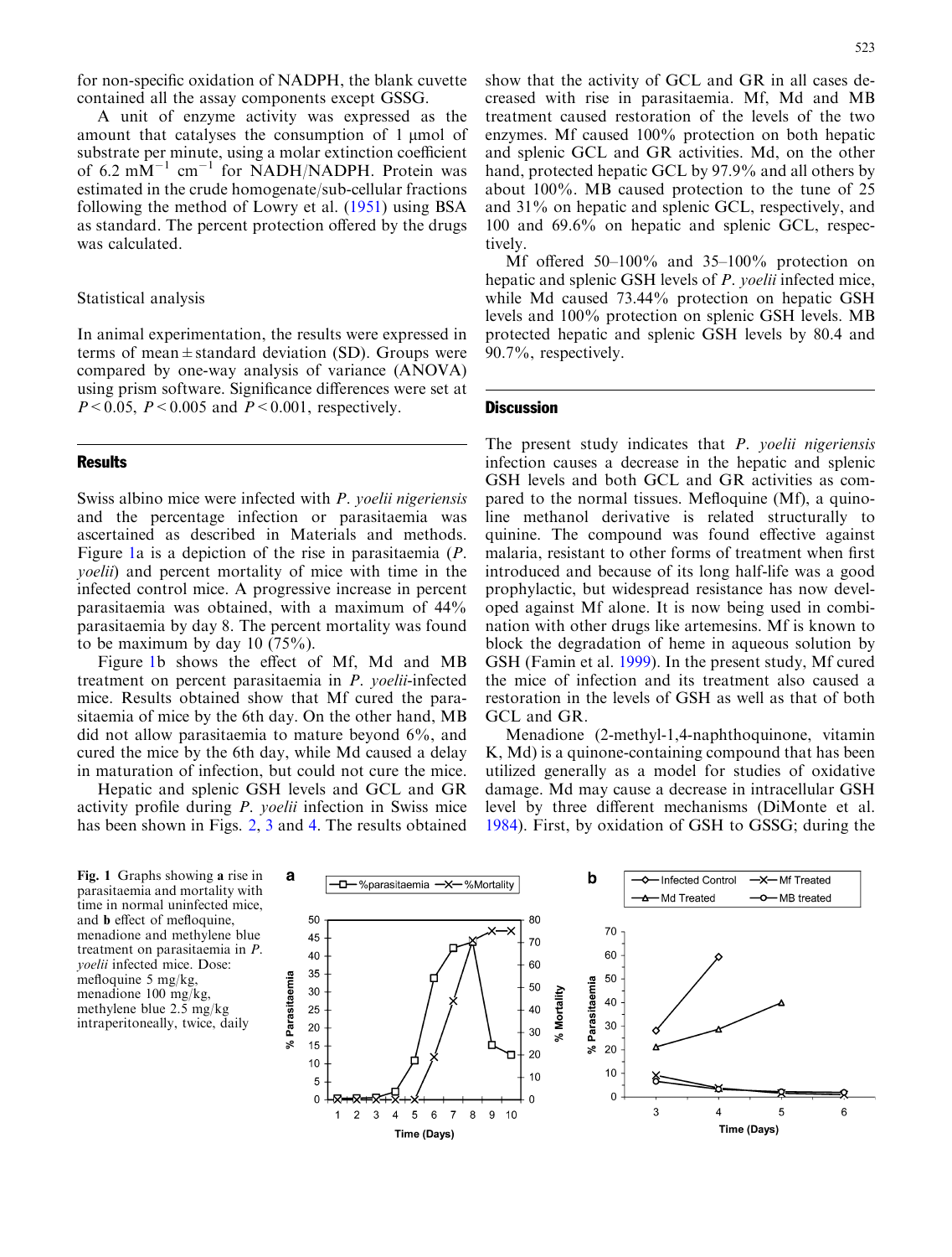for non-specific oxidation of NADPH, the blank cuvette contained all the assay components except GSSG.

A unit of enzyme activity was expressed as the amount that catalyses the consumption of 1 μmol of substrate per minute, using a molar extinction coefficient of 6.2 $mM^{-1}$ $cm^{-1}$ for NADH/NADPH. Protein was estimated in the crude homogenate/sub-cellular fractions following the method of Lowry et al. (1951) using BSA as standard. The percent protection offered by the drugs was calculated.

### Statistical analysis

In animal experimentation, the results were expressed in terms of mean ± standard deviation (SD). Groups were compared by one-way analysis of variance (ANOVA) using prism software. Significance differences were set at $P < 0.05$, $P < 0.005$ and $P < 0.001$, respectively.

## Results

Swiss albino mice were infected with *P. yoelii nigeriensis* and the percentage infection or parasitaemia was ascertained as described in Materials and methods. Figure 1a is a depiction of the rise in parasitaemia (*P. yoelii*) and percent mortality of mice with time in the infected control mice. A progressive increase in percent parasitaemia was obtained, with a maximum of 44% parasitaemia by day 8. The percent mortality was found to be maximum by day 10 (75%).

Figure 1b shows the effect of Mf, Md and MB treatment on percent parasitaemia in *P. yoelii*-infected mice. Results obtained show that Mf cured the parasitaemia of mice by the 6th day. On the other hand, MB did not allow parasitaemia to mature beyond 6%, and cured the mice by the 6th day, while Md caused a delay in maturation of infection, but could not cure the mice.

Hepatic and splenic GSH levels and GCL and GR activity profile during *P. yoelii* infection in Swiss mice has been shown in Figs. 2, 3 and 4. The results obtained show that the activity of GCL and GR in all cases decreased with rise in parasitaemia. Mf, Md and MB treatment caused restoration of the levels of the two enzymes. Mf caused 100% protection on both hepatic and splenic GCL and GR activities. Md, on the other hand, protected hepatic GCL by 97.9% and all others by about 100%. MB caused protection to the tune of 25 and 31% on hepatic and splenic GCL, respectively, and 100 and 69.6% on hepatic and splenic GCL, respectively.

Mf offered 50–100% and 35–100% protection on hepatic and splenic GSH levels of *P. yoelii* infected mice, while Md caused 73.44% protection on hepatic GSH levels and 100% protection on splenic GSH levels. MB protected hepatic and splenic GSH levels by 80.4 and 90.7%, respectively.

## Discussion

The present study indicates that *P. yoelii nigeriensis* infection causes a decrease in the hepatic and splenic GSH levels and both GCL and GR activities as compared to the normal tissues. Mefloquine (Mf), a quinoline methanol derivative is related structurally to quinine. The compound was found effective against malaria, resistant to other forms of treatment when first introduced and because of its long half-life was a good prophylactic, but widespread resistance has now developed against Mf alone. It is now being used in combination with other drugs like artemesins. Mf is known to block the degradation of heme in aqueous solution by GSH (Famin et al. 1999). In the present study, Mf cured the mice of infection and its treatment also caused a restoration in the levels of GSH as well as that of both GCL and GR.

Menadione (2-methyl-1,4-naphthoquinone, vitamin K, Md) is a quinone-containing compound that has been utilized generally as a model for studies of oxidative damage. Md may cause a decrease in intracellular GSH level by three different mechanisms (DiMonte et al. 1984). First, by oxidation of GSH to GSSG; during the

**Fig. 1** Graphs showing **a** rise in parasitaemia and mortality with time in normal uninfected mice, and **b** effect of mefloquine, menadione and methylene blue treatment on parasitaemia in *P. yoelii* infected mice. Dose: mefloquine 5 mg/kg, menadione 100 mg/kg, methylene blue 2.5 mg/kg intraperitoneally, twice, daily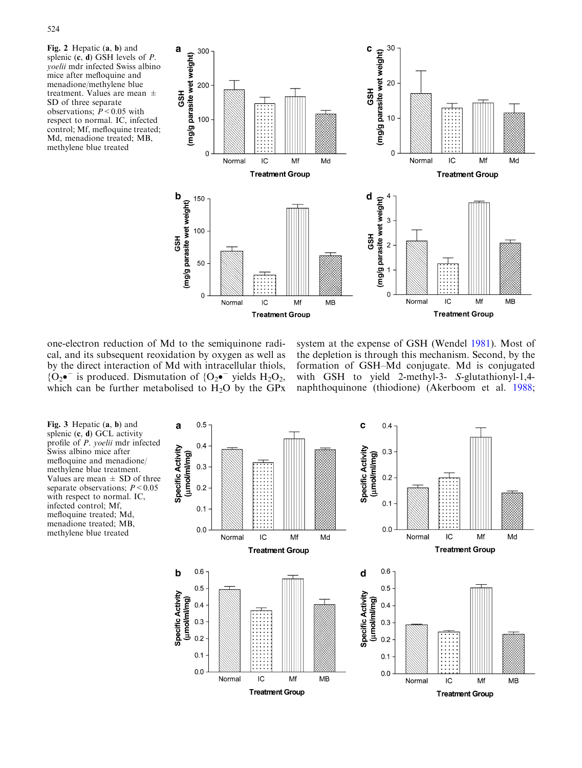**Fig. 2** Hepatic (**a**, **b**) and splenic (**c**, **d**) GSH levels of *P. yoelii* mdr infected Swiss albino mice after mefloquine and menadione/methylene blue treatment. Values are mean ± SD of three separate observations; $P < 0.05$ with respect to normal. IC, infected control; Mf, mefloquine treated; Md, menadione treated; MB, methylene blue treated

one-electron reduction of Md to the semiquinone radical, and its subsequent reoxidation by oxygen as well as by the direct interaction of Md with intracellular thiols, $\{O_2\bullet^-$ is produced. Dismutation of $\{O_2\bullet^-$ yields $H_2O_2$, which can be further metabolised to $H_2O$ by the GPx system at the expense of GSH (Wendel 1981). Most of the depletion is through this mechanism. Second, by the formation of GSH–Md conjugate. Md is conjugated with GSH to yield 2-methyl-3- *S*-glutathionyl-1,4-naphthoquinone (thiodione) (Akerboom et al. 1988;

**Fig. 3** Hepatic (**a**, **b**) and splenic (**c**, **d**) GCL activity profile of *P. yoelii* mdr infected Swiss albino mice after mefloquine and menadione/methylene blue treatment. Values are mean ± SD of three separate observations; $P < 0.05$ with respect to normal. IC, infected control; Mf, mefloquine treated; Md, menadione treated; MB, methylene blue treated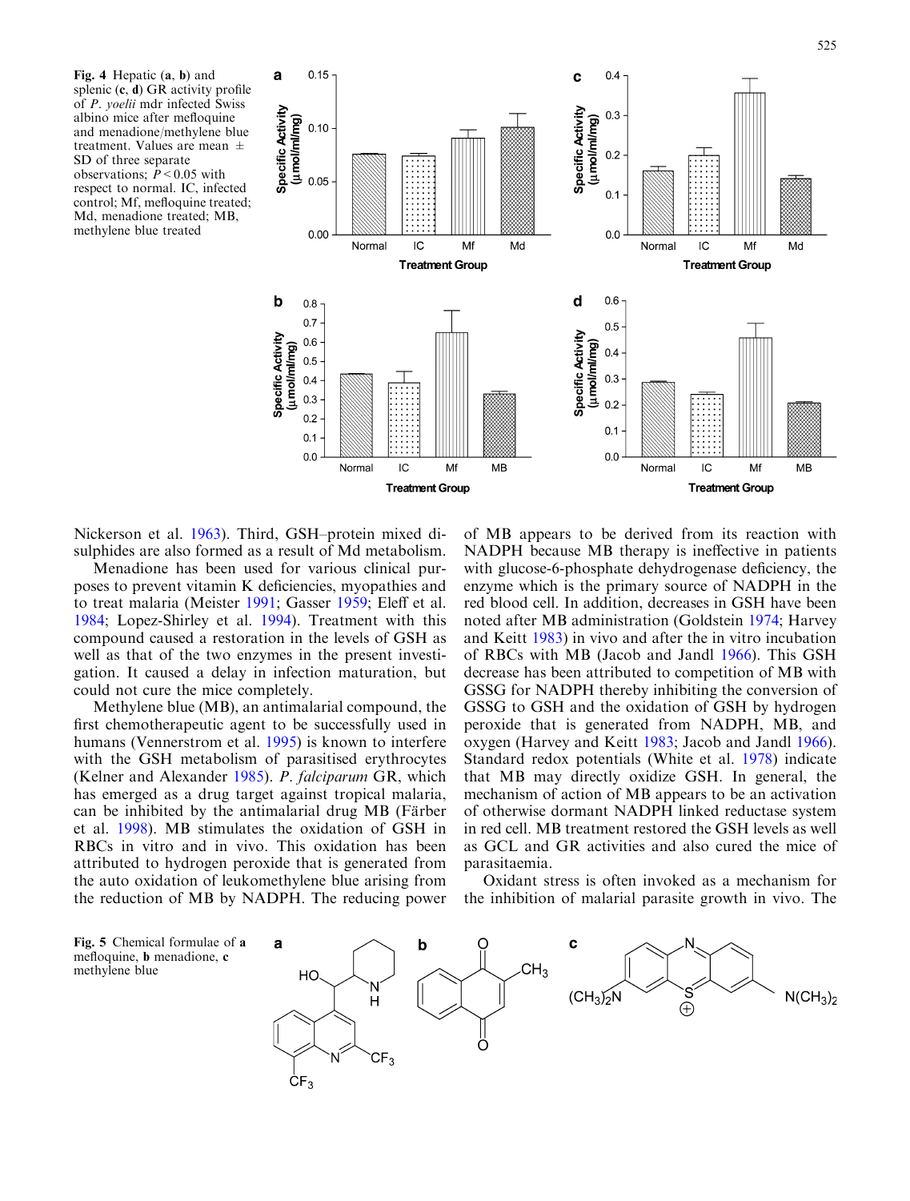**Fig. 4** Hepatic (**a**, **b**) and splenic (**c**, **d**) GR activity profile of *P. yoelii* mdr infected Swiss albino mice after mefloquine and menadione/methylene blue treatment. Values are mean ± SD of three separate observations; $P < 0.05$ with respect to normal. IC, infected control; Mf, mefloquine treated; Md, menadione treated; MB, methylene blue treated

Nickerson et al. 1963). Third, GSH–protein mixed disulphides are also formed as a result of Md metabolism.

Menadione has been used for various clinical purposes to prevent vitamin K deficiencies, myopathies and to treat malaria (Meister 1991; Gasser 1959; Eleff et al. 1984; Lopez-Shirley et al. 1994). Treatment with this compound caused a restoration in the levels of GSH as well as that of the two enzymes in the present investigation. It caused a delay in infection maturation, but could not cure the mice completely.

Methylene blue (MB), an antimalarial compound, the first chemotherapeutic agent to be successfully used in humans (Vennerstrom et al. 1995) is known to interfere with the GSH metabolism of parasitised erythrocytes (Kelner and Alexander 1985). *P. falciparum* GR, which has emerged as a drug target against tropical malaria, can be inhibited by the antimalarial drug MB (Färber et al. 1998). MB stimulates the oxidation of GSH in RBCs in vitro and in vivo. This oxidation has been attributed to hydrogen peroxide that is generated from the auto oxidation of leukomethylene blue arising from the reduction of MB by NADPH. The reducing power of MB appears to be derived from its reaction with NADPH because MB therapy is ineffective in patients with glucose-6-phosphate dehydrogenase deficiency, the enzyme which is the primary source of NADPH in the red blood cell. In addition, decreases in GSH have been noted after MB administration (Goldstein 1974; Harvey and Keitt 1983) in vivo and after the in vitro incubation of RBCs with MB (Jacob and Jandl 1966). This GSH decrease has been attributed to competition of MB with GSSG for NADPH thereby inhibiting the conversion of GSSG to GSH and the oxidation of GSH by hydrogen peroxide that is generated from NADPH, MB, and oxygen (Harvey and Keitt 1983; Jacob and Jandl 1966). Standard redox potentials (White et al. 1978) indicate that MB may directly oxidize GSH. In general, the mechanism of action of MB appears to be an activation of otherwise dormant NADPH linked reductase system in red cell. MB treatment restored the GSH levels as well as GCL and GR activities and also cured the mice of parasitaemia.

Oxidant stress is often invoked as a mechanism for the inhibition of malarial parasite growth in vivo. The

**Fig. 5** Chemical formulae of **a** mefloquine, **b** menadione, **c** methylene blue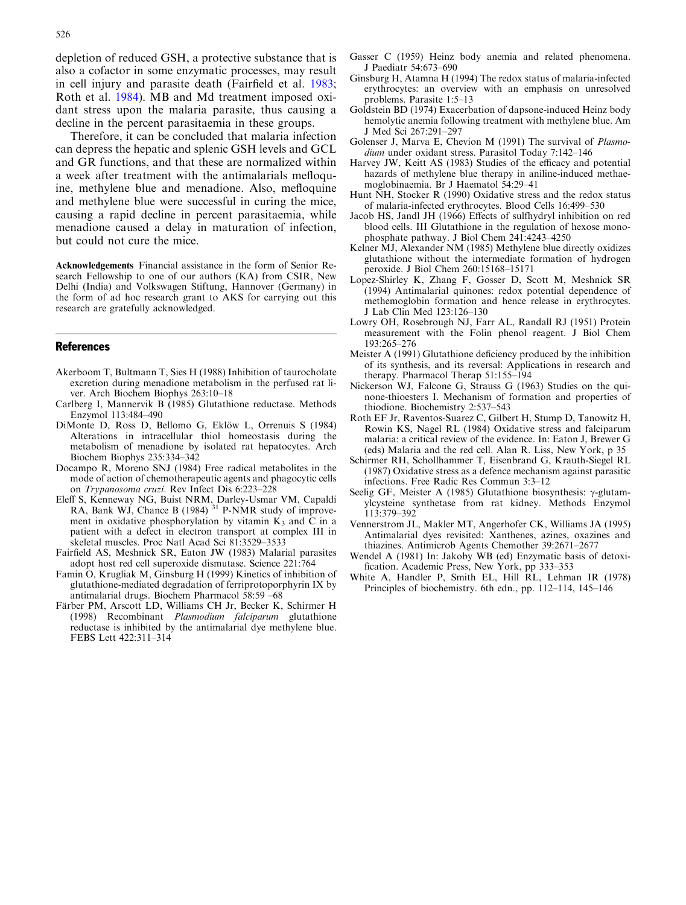depletion of reduced GSH, a protective substance that is also a cofactor in some enzymatic processes, may result in cell injury and parasite death (Fairfield et al. 1983; Roth et al. 1984). MB and Md treatment imposed oxidant stress upon the malaria parasite, thus causing a decline in the percent parasitaemia in these groups.

Therefore, it can be concluded that malaria infection can depress the hepatic and splenic GSH levels and GCL and GR functions, and that these are normalized within a week after treatment with the antimalarials mefloquine, methylene blue and menadione. Also, mefloquine and methylene blue were successful in curing the mice, causing a rapid decline in percent parasitaemia, while menadione caused a delay in maturation of infection, but could not cure the mice.

**Acknowledgements** Financial assistance in the form of Senior Research Fellowship to one of our authors (KA) from CSIR, New Delhi (India) and Volkswagen Stiftung, Hannover (Germany) in the form of ad hoc research grant to AKS for carrying out this research are gratefully acknowledged.

## References

Akerboom T, Bultmann T, Sies H (1988) Inhibition of taurocholate excretion during menadione metabolism in the perfused rat liver. Arch Biochem Biophys 263:10–18

Carlberg I, Mannervik B (1985) Glutathione reductase. Methods Enzymol 113:484–490

DiMonte D, Ross D, Bellomo G, Eklöw L, Orrenuis S (1984) Alterations in intracellular thiol homeostasis during the metabolism of menadione by isolated rat hepatocytes. Arch Biochem Biophys 235:334–342

Docampo R, Moreno SNJ (1984) Free radical metabolites in the mode of action of chemotherapeutic agents and phagocytic cells on *Trypanosoma cruzi*. Rev Infect Dis 6:223–228

Eleff S, Kenneway NG, Buist NRM, Darley-Usmar VM, Capaldi RA, Bank WJ, Chance B (1984) $^{31}$ P-NMR study of improvement in oxidative phosphorylation by vitamin $K_3$ and C in a patient with a defect in electron transport at complex III in skeletal muscles. Proc Natl Acad Sci 81:3529–3533

Fairfield AS, Meshnick SR, Eaton JW (1983) Malarial parasites adopt host red cell superoxide dismutase. Science 221:764

Famin O, Krugliak M, Ginsburg H (1999) Kinetics of inhibition of glutathione-mediated degradation of ferriprotoporphyrin IX by antimalarial drugs. Biochem Pharmacol 58:59 –68

Färber PM, Arscott LD, Williams CH Jr, Becker K, Schirmer H (1998) Recombinant *Plasmodium falciparum* glutathione reductase is inhibited by the antimalarial dye methylene blue. FEBS Lett 422:311–314

Gasser C (1959) Heinz body anemia and related phenomena. J Paediatr 54:673–690

Ginsburg H, Atamna H (1994) The redox status of malaria-infected erythrocytes: an overview with an emphasis on unresolved problems. Parasite 1:5–13

Goldstein BD (1974) Exacerbation of dapsone-induced Heinz body hemolytic anemia following treatment with methylene blue. Am J Med Sci 267:291–297

Golenser J, Marva E, Chevion M (1991) The survival of *Plasmodium* under oxidant stress. Parasitol Today 7:142–146

Harvey JW, Keitt AS (1983) Studies of the efficacy and potential hazards of methylene blue therapy in aniline-induced methaemoglobinaemia. Br J Haematol 54:29–41

Hunt NH, Stocker R (1990) Oxidative stress and the redox status of malaria-infected erythrocytes. Blood Cells 16:499–530

Jacob HS, Jandl JH (1966) Effects of sulfhydryl inhibition on red blood cells. III Glutathione in the regulation of hexose monophosphate pathway. J Biol Chem 241:4243–4250

Kelner MJ, Alexander NM (1985) Methylene blue directly oxidizes glutathione without the intermediate formation of hydrogen peroxide. J Biol Chem 260:15168–15171

Lopez-Shirley K, Zhang F, Gosser D, Scott M, Meshnick SR (1994) Antimalarial quinones: redox potential dependence of methemoglobin formation and hence release in erythrocytes. J Lab Clin Med 123:126–130

Lowry OH, Rosebrough NJ, Farr AL, Randall RJ (1951) Protein measurement with the Folin phenol reagent. J Biol Chem 193:265–276

Meister A (1991) Glutathione deficiency produced by the inhibition of its synthesis, and its reversal: Applications in research and therapy. Pharmacol Therap 51:155–194

Nickerson WJ, Falcone G, Strauss G (1963) Studies on the quinone-thioesters I. Mechanism of formation and properties of thiodione. Biochemistry 2:537–543

Roth EF Jr, Raventos-Suarez C, Gilbert H, Stump D, Tanowitz H, Rowin KS, Nagel RL (1984) Oxidative stress and falciparum malaria: a critical review of the evidence. In: Eaton J, Brewer G (eds) Malaria and the red cell. Alan R. Liss, New York, p 35

Schirmer RH, Schollhammer T, Eisenbrand G, Krauth-Siegel RL (1987) Oxidative stress as a defence mechanism against parasitic infections. Free Radic Res Commun 3:3–12

Seelig GF, Meister A (1985) Glutathione biosynthesis: γ-glutamylcysteine synthetase from rat kidney. Methods Enzymol 113:379–392

Vennerstrom JL, Makler MT, Angerhofer CK, Williams JA (1995) Antimalarial dyes revisited: Xanthenes, azines, oxazines and thiazines. Antimicrob Agents Chemother 39:2671–2677

Wendel A (1981) In: Jakoby WB (ed) Enzymatic basis of detoxification. Academic Press, New York, pp 333–353

White A, Handler P, Smith EL, Hill RL, Lehman IR (1978) Principles of biochemistry. 6th edn., pp. 112–114, 145–146